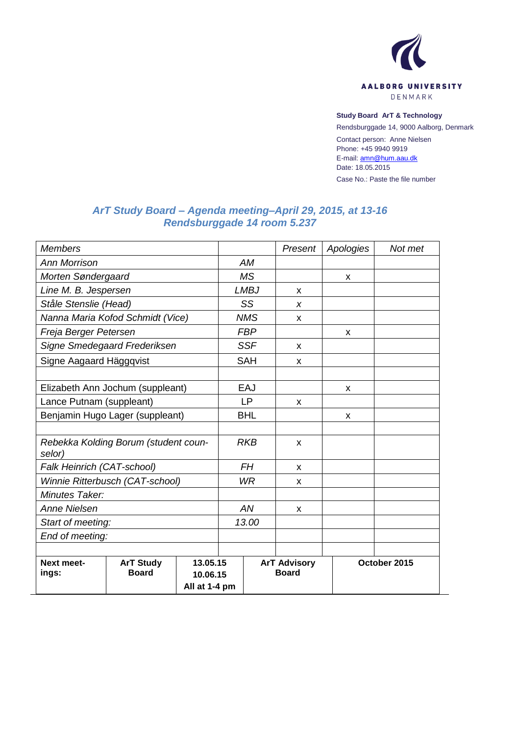AALBORG UNIVERSITY
DENMARK

**Study Board ArT & Technology**
Rendsburggade 14, 9000 Aalborg, Denmark
Contact person: Anne Nielsen
Phone: +45 9940 9919
E-mail: amn@hum.aau.dk
Date: 18.05.2015
Case No.: Paste the file number

## *ArT Study Board – Agenda meeting–April 29, 2015, at 13-16*
## *Rendsburggade 14 room 5.237*

| *Members* | | *Present* | *Apologies* | *Not met* |
|---|---|---|---|---|
| *Ann Morrison* | *AM* | | | |
| *Morten Søndergaard* | *MS* | | x | |
| *Line M. B. Jespersen* | *LMBJ* | x | | |
| *Ståle Stenslie (Head)* | *SS* | *x* | | |
| *Nanna Maria Kofod Schmidt (Vice)* | *NMS* | x | | |
| *Freja Berger Petersen* | *FBP* | | x | |
| *Signe Smedegaard Frederiksen* | *SSF* | x | | |
| Signe Aagaard Häggqvist | SAH | x | | |
| | | | | |
| Elizabeth Ann Jochum (suppleant) | EAJ | | x | |
| Lance Putnam (suppleant) | LP | x | | |
| Benjamin Hugo Lager (suppleant) | BHL | | x | |
| | | | | |
| *Rebekka Kolding Borum (student counselor)* | *RKB* | x | | |
| *Falk Heinrich (CAT-school)* | *FH* | x | | |
| *Winnie Ritterbusch (CAT-school)* | *WR* | x | | |
| *Minutes Taker:* | | | | |
| *Anne Nielsen* | *AN* | x | | |
| *Start of meeting:* | *13.00* | | | |
| *End of meeting:* | | | | |
| | | | | |

| **Next meetings:** | **ArT Study Board** | **13.05.15 10.06.15 All at 1-4 pm** | **ArT Advisory Board** | **October 2015** |
|---|---|---|---|---|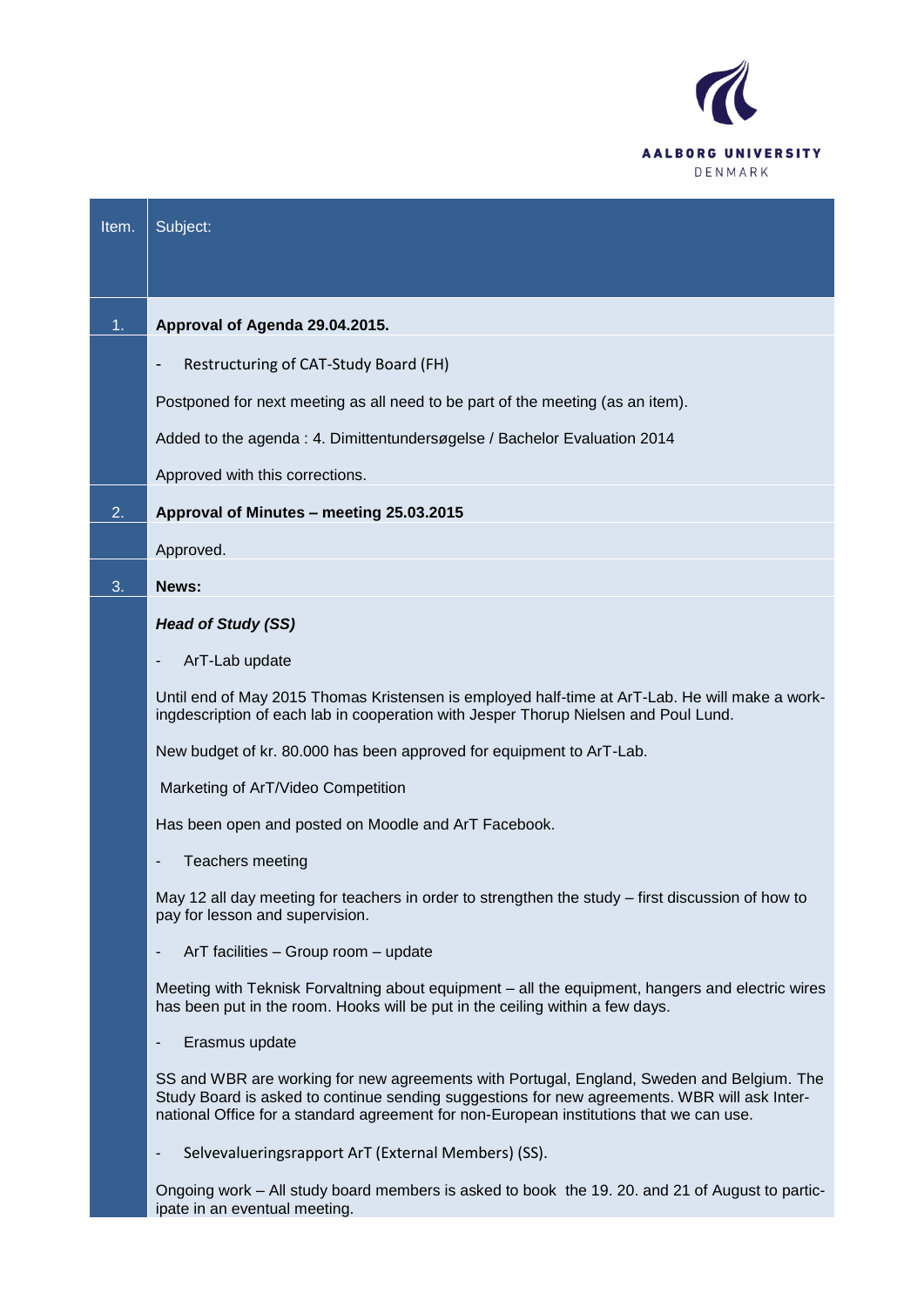| Item. | Subject: |
|---|---|
| 1. | **Approval of Agenda 29.04.2015.** |
| | - Restructuring of CAT-Study Board (FH) |
| | Postponed for next meeting as all need to be part of the meeting (as an item). |
| | Added to the agenda : 4. Dimittentundersøgelse / Bachelor Evaluation 2014 |
| | Approved with this corrections. |
| 2. | **Approval of Minutes – meeting 25.03.2015** |
| | Approved. |
| 3. | **News:** |
| | ***Head of Study (SS)*** |
| | - ArT-Lab update |
| | Until end of May 2015 Thomas Kristensen is employed half-time at ArT-Lab. He will make a workingdescription of each lab in cooperation with Jesper Thorup Nielsen and Poul Lund. |
| | New budget of kr. 80.000 has been approved for equipment to ArT-Lab. |
| | Marketing of ArT/Video Competition |
| | Has been open and posted on Moodle and ArT Facebook. |
| | - Teachers meeting |
| | May 12 all day meeting for teachers in order to strengthen the study – first discussion of how to pay for lesson and supervision. |
| | - ArT facilities – Group room – update |
| | Meeting with Teknisk Forvaltning about equipment – all the equipment, hangers and electric wires has been put in the room. Hooks will be put in the ceiling within a few days. |
| | - Erasmus update |
| | SS and WBR are working for new agreements with Portugal, England, Sweden and Belgium. The Study Board is asked to continue sending suggestions for new agreements. WBR will ask International Office for a standard agreement for non-European institutions that we can use. |
| | - Selvevalueringsrapport ArT (External Members) (SS). |
| | Ongoing work – All study board members is asked to book the 19. 20. and 21 of August to participate in an eventual meeting. |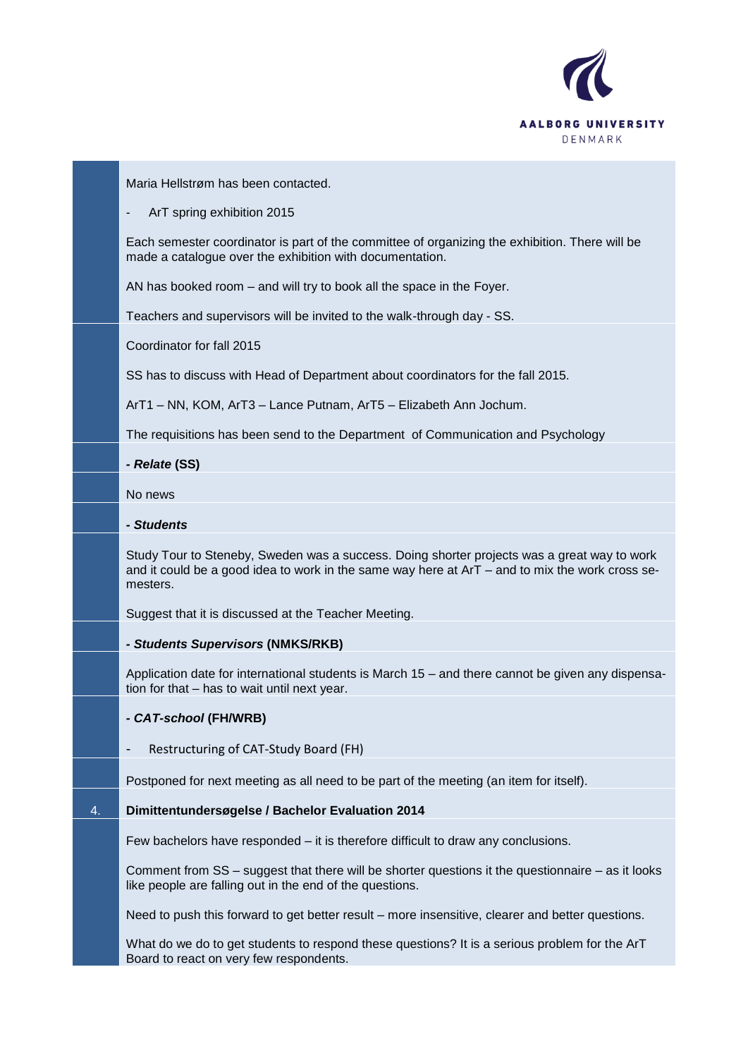Maria Hellstrøm has been contacted.

- ArT spring exhibition 2015

Each semester coordinator is part of the committee of organizing the exhibition. There will be made a catalogue over the exhibition with documentation.

AN has booked room – and will try to book all the space in the Foyer.

Teachers and supervisors will be invited to the walk-through day - SS.

Coordinator for fall 2015

SS has to discuss with Head of Department about coordinators for the fall 2015.

ArT1 – NN, KOM, ArT3 – Lance Putnam, ArT5 – Elizabeth Ann Jochum.

The requisitions has been send to the Department of Communication and Psychology

***- Relate* (SS)**

No news

***- Students***

Study Tour to Steneby, Sweden was a success. Doing shorter projects was a great way to work and it could be a good idea to work in the same way here at ArT – and to mix the work cross semesters.

Suggest that it is discussed at the Teacher Meeting.

***- Students Supervisors* (NMKS/RKB)**

Application date for international students is March 15 – and there cannot be given any dispensation for that – has to wait until next year.

***- CAT-school* (FH/WRB)**

- Restructuring of CAT-Study Board (FH)

Postponed for next meeting as all need to be part of the meeting (an item for itself).

**4. Dimittendundersøgelse / Bachelor Evaluation 2014**

Few bachelors have responded – it is therefore difficult to draw any conclusions.

Comment from SS – suggest that there will be shorter questions it the questionnaire – as it looks like people are falling out in the end of the questions.

Need to push this forward to get better result – more insensitive, clearer and better questions.

What do we do to get students to respond these questions? It is a serious problem for the ArT Board to react on very few respondents.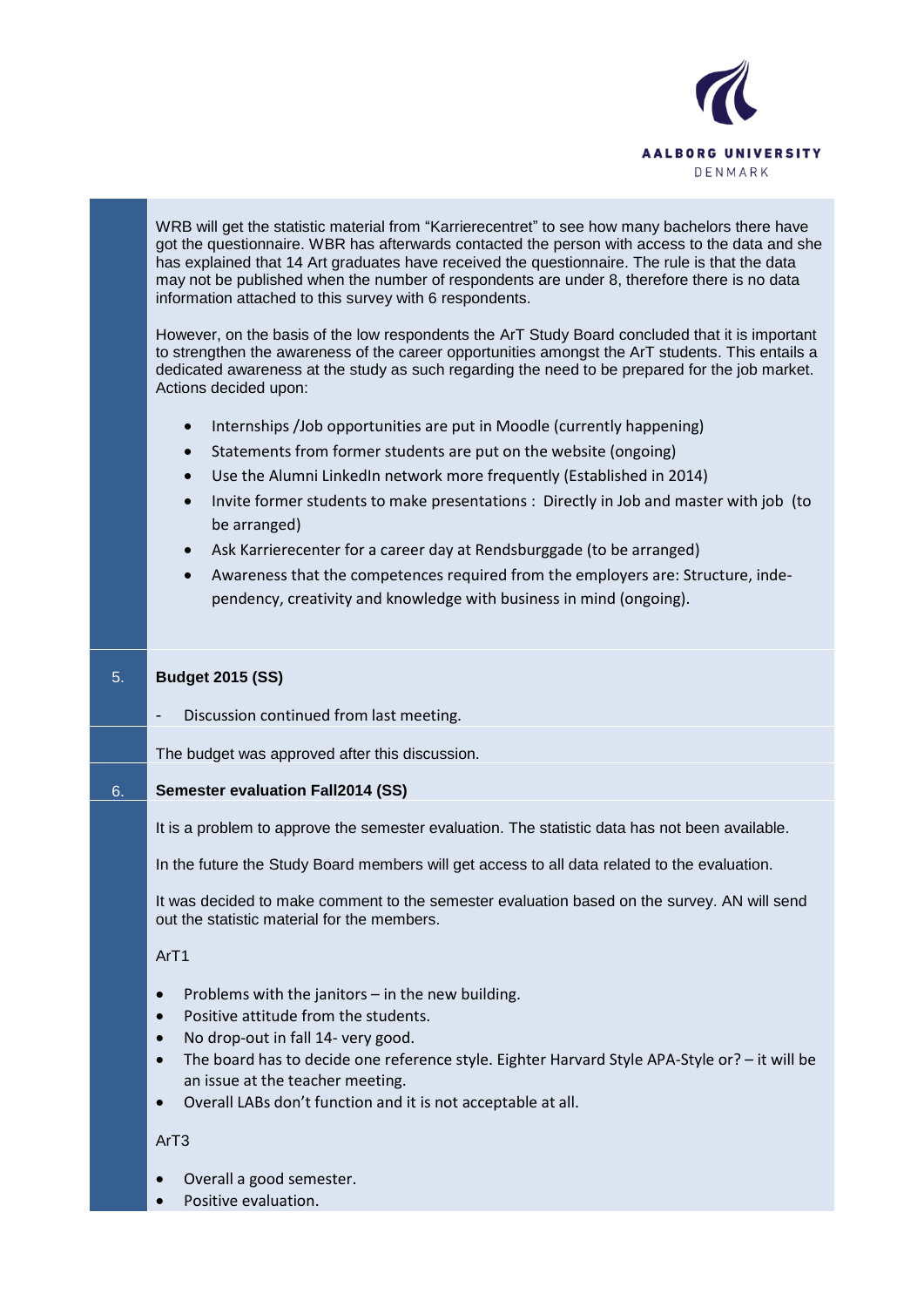WRB will get the statistic material from "Karrierecentret" to see how many bachelors there have got the questionnaire. WBR has afterwards contacted the person with access to the data and she has explained that 14 Art graduates have received the questionnaire. The rule is that the data may not be published when the number of respondents are under 8, therefore there is no data information attached to this survey with 6 respondents.

However, on the basis of the low respondents the ArT Study Board concluded that it is important to strengthen the awareness of the career opportunities amongst the ArT students. This entails a dedicated awareness at the study as such regarding the need to be prepared for the job market. Actions decided upon:

- Internships /Job opportunities are put in Moodle (currently happening)
- Statements from former students are put on the website (ongoing)
- Use the Alumni LinkedIn network more frequently (Established in 2014)
- Invite former students to make presentations : Directly in Job and master with job (to be arranged)
- Ask Karrierecenter for a career day at Rendsburggade (to be arranged)
- Awareness that the competences required from the employers are: Structure, inde-pendency, creativity and knowledge with business in mind (ongoing).

## 5. Budget 2015 (SS)

- Discussion continued from last meeting.

The budget was approved after this discussion.

## 6. Semester evaluation Fall2014 (SS)

It is a problem to approve the semester evaluation. The statistic data has not been available.

In the future the Study Board members will get access to all data related to the evaluation.

It was decided to make comment to the semester evaluation based on the survey. AN will send out the statistic material for the members.

ArT1

- Problems with the janitors – in the new building.
- Positive attitude from the students.
- No drop-out in fall 14- very good.
- The board has to decide one reference style. Eighter Harvard Style APA-Style or? – it will be an issue at the teacher meeting.
- Overall LABs don't function and it is not acceptable at all.

ArT3

- Overall a good semester.
- Positive evaluation.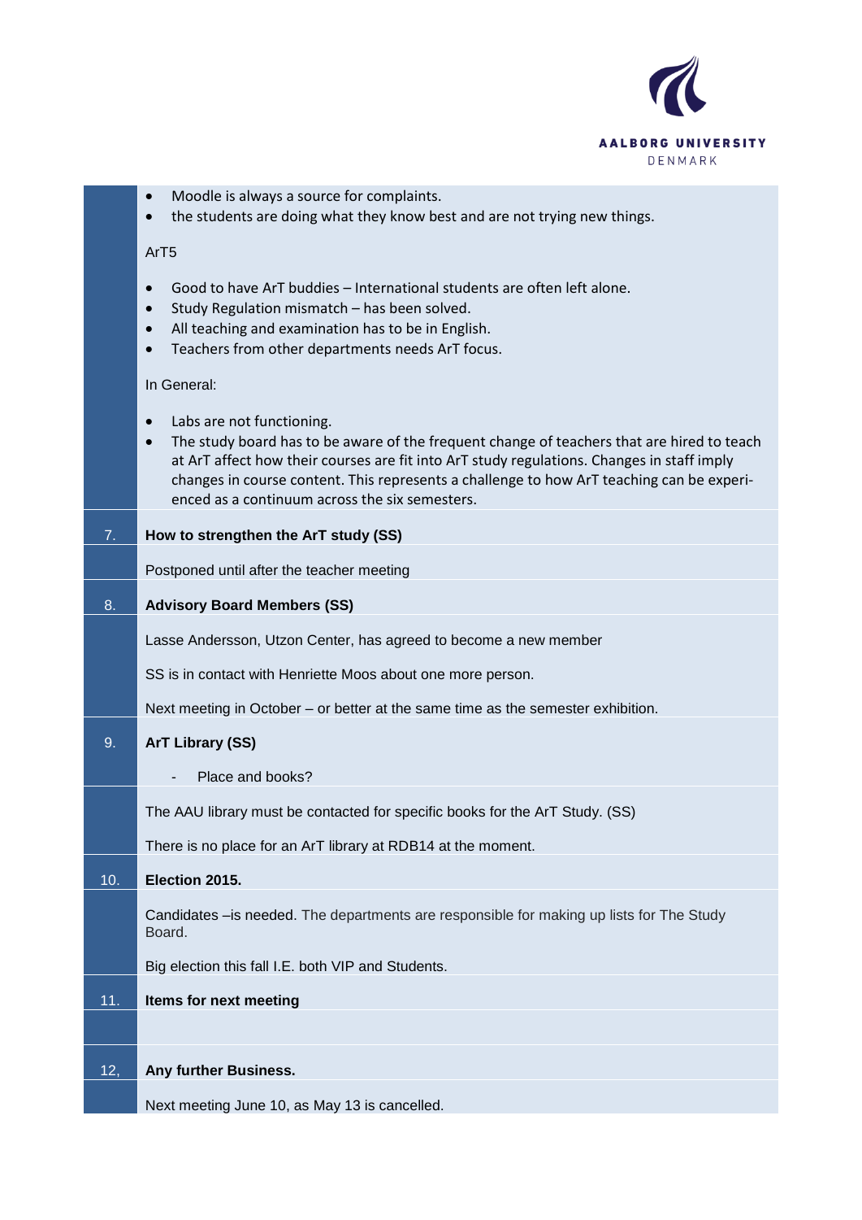- Moodle is always a source for complaints.
- the students are doing what they know best and are not trying new things.

ArT5

- Good to have ArT buddies – International students are often left alone.
- Study Regulation mismatch – has been solved.
- All teaching and examination has to be in English.
- Teachers from other departments needs ArT focus.

In General:

- Labs are not functioning.
- The study board has to be aware of the frequent change of teachers that are hired to teach at ArT affect how their courses are fit into ArT study regulations. Changes in staff imply changes in course content. This represents a challenge to how ArT teaching can be experienced as a continuum across the six semesters.

| | |
|---|---|
| 7. | **How to strengthen the ArT study (SS)** |
| | Postponed until after the teacher meeting |
| 8. | **Advisory Board Members (SS)** |
| | Lasse Andersson, Utzon Center, has agreed to become a new member<br><br>SS is in contact with Henriette Moos about one more person.<br><br>Next meeting in October – or better at the same time as the semester exhibition. |
| 9. | **ArT Library (SS)**<br><br>- Place and books? |
| | The AAU library must be contacted for specific books for the ArT Study. (SS)<br><br>There is no place for an ArT library at RDB14 at the moment. |
| 10. | **Election 2015.** |
| | Candidates –is needed. The departments are responsible for making up lists for The Study Board.<br><br>Big election this fall I.E. both VIP and Students. |
| 11. | **Items for next meeting** |
| | |
| 12, | **Any further Business.** |
| | Next meeting June 10, as May 13 is cancelled. |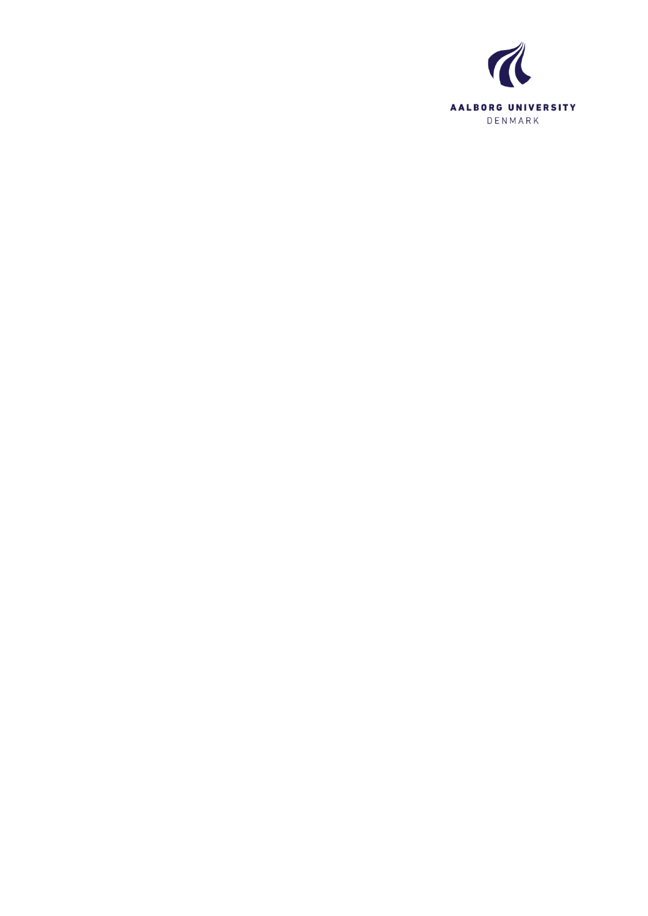AALBORG UNIVERSITY

DENMARK